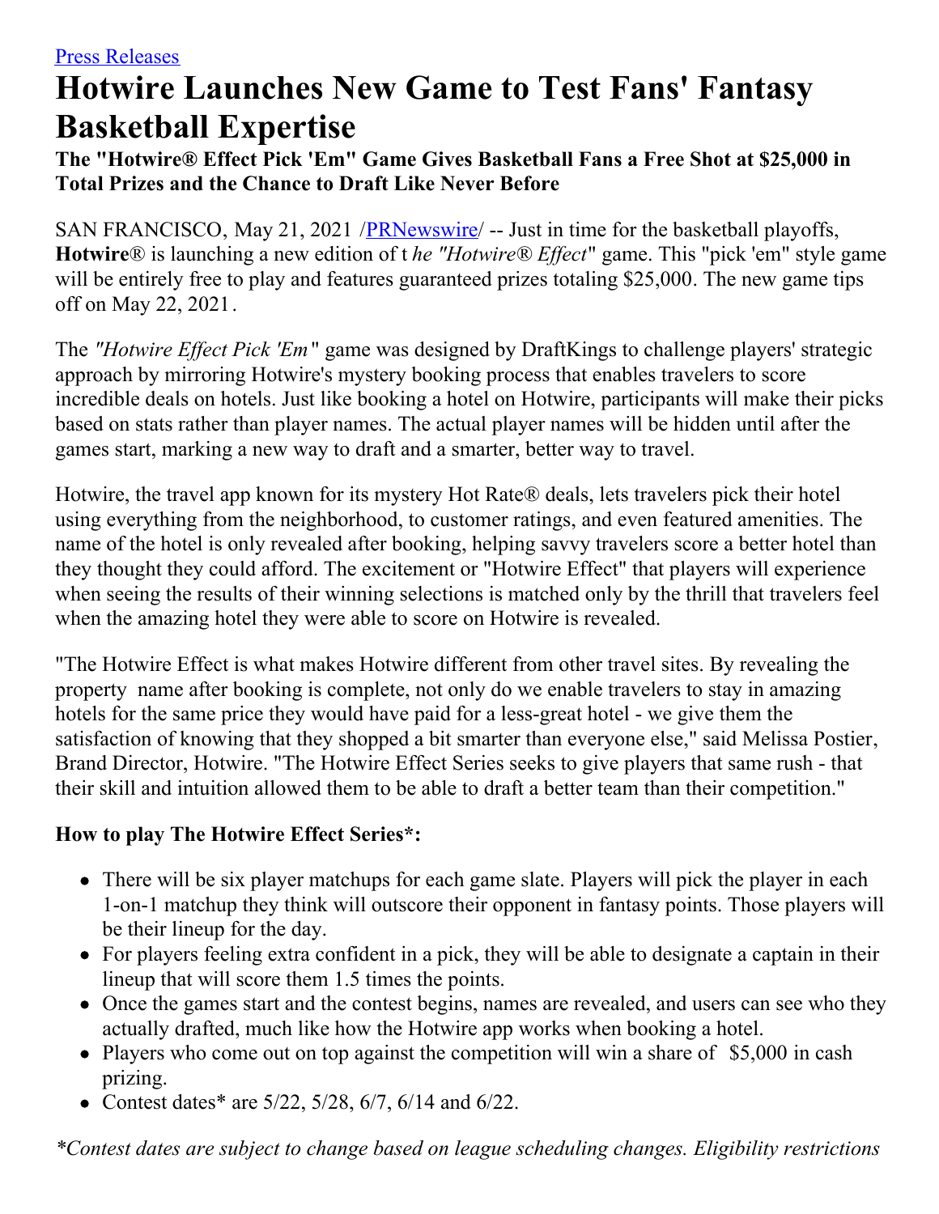[Press Releases](#)

# Hotwire Launches New Game to Test Fans' Fantasy Basketball Expertise

### The "Hotwire® Effect Pick 'Em" Game Gives Basketball Fans a Free Shot at $25,000 in Total Prizes and the Chance to Draft Like Never Before

SAN FRANCISCO, May 21, 2021 /[PRNewswire](#)/ -- Just in time for the basketball playoffs, **Hotwire**® is launching a new edition of t *he "Hotwire® Effect*" game. This "pick 'em" style game will be entirely free to play and features guaranteed prizes totaling $25,000. The new game tips off on May 22, 2021.

The *"Hotwire Effect Pick 'Em"* game was designed by DraftKings to challenge players' strategic approach by mirroring Hotwire's mystery booking process that enables travelers to score incredible deals on hotels. Just like booking a hotel on Hotwire, participants will make their picks based on stats rather than player names. The actual player names will be hidden until after the games start, marking a new way to draft and a smarter, better way to travel.

Hotwire, the travel app known for its mystery Hot Rate® deals, lets travelers pick their hotel using everything from the neighborhood, to customer ratings, and even featured amenities. The name of the hotel is only revealed after booking, helping savvy travelers score a better hotel than they thought they could afford. The excitement or "Hotwire Effect" that players will experience when seeing the results of their winning selections is matched only by the thrill that travelers feel when the amazing hotel they were able to score on Hotwire is revealed.

"The Hotwire Effect is what makes Hotwire different from other travel sites. By revealing the property name after booking is complete, not only do we enable travelers to stay in amazing hotels for the same price they would have paid for a less-great hotel - we give them the satisfaction of knowing that they shopped a bit smarter than everyone else," said Melissa Postier, Brand Director, Hotwire. "The Hotwire Effect Series seeks to give players that same rush - that their skill and intuition allowed them to be able to draft a better team than their competition."

**How to play The Hotwire Effect Series*:**

- There will be six player matchups for each game slate. Players will pick the player in each 1-on-1 matchup they think will outscore their opponent in fantasy points. Those players will be their lineup for the day.
- For players feeling extra confident in a pick, they will be able to designate a captain in their lineup that will score them 1.5 times the points.
- Once the games start and the contest begins, names are revealed, and users can see who they actually drafted, much like how the Hotwire app works when booking a hotel.
- Players who come out on top against the competition will win a share of $5,000 in cash prizing.
- Contest dates* are 5/22, 5/28, 6/7, 6/14 and 6/22.

*\*Contest dates are subject to change based on league scheduling changes. Eligibility restrictions*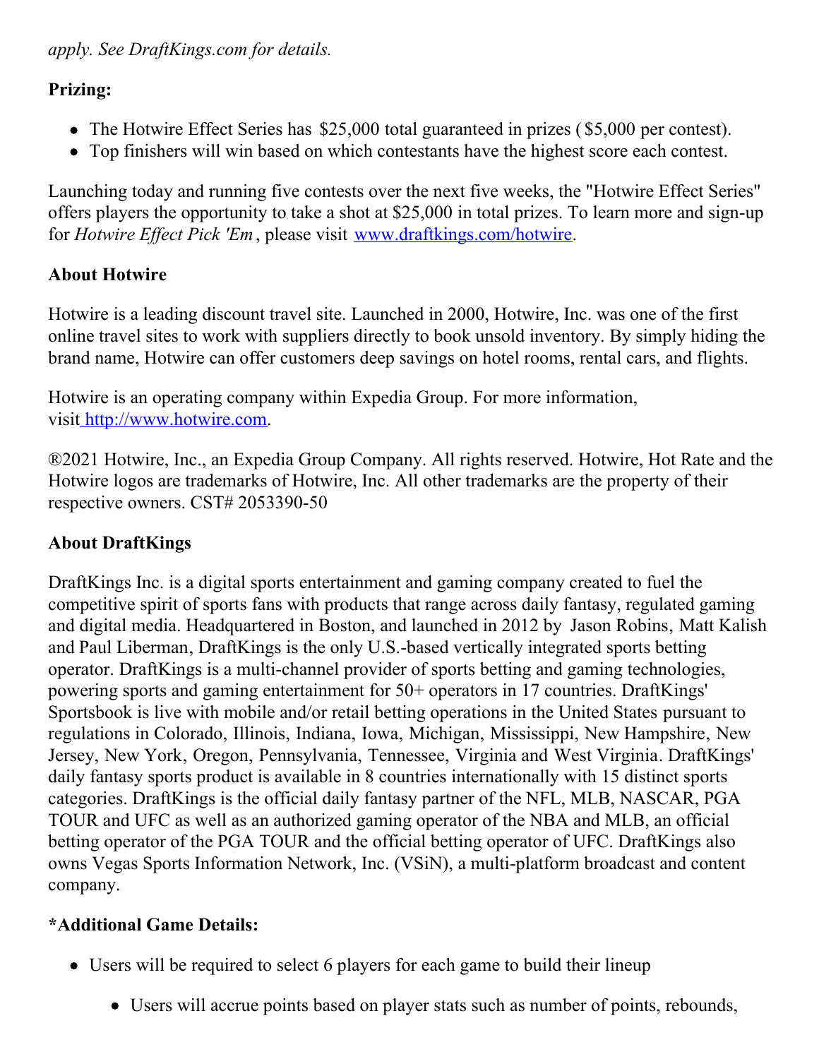*apply. See DraftKings.com for details.*

**Prizing:**

- The Hotwire Effect Series has $25,000 total guaranteed in prizes ( $5,000 per contest).
- Top finishers will win based on which contestants have the highest score each contest.

Launching today and running five contests over the next five weeks, the "Hotwire Effect Series" offers players the opportunity to take a shot at $25,000 in total prizes. To learn more and sign-up for *Hotwire Effect Pick 'Em*, please visit [www.draftkings.com/hotwire](www.draftkings.com/hotwire).

**About Hotwire**

Hotwire is a leading discount travel site. Launched in 2000, Hotwire, Inc. was one of the first online travel sites to work with suppliers directly to book unsold inventory. By simply hiding the brand name, Hotwire can offer customers deep savings on hotel rooms, rental cars, and flights.

Hotwire is an operating company within Expedia Group. For more information, visit [http://www.hotwire.com](http://www.hotwire.com).

®2021 Hotwire, Inc., an Expedia Group Company. All rights reserved. Hotwire, Hot Rate and the Hotwire logos are trademarks of Hotwire, Inc. All other trademarks are the property of their respective owners. CST# 2053390-50

**About DraftKings**

DraftKings Inc. is a digital sports entertainment and gaming company created to fuel the competitive spirit of sports fans with products that range across daily fantasy, regulated gaming and digital media. Headquartered in Boston, and launched in 2012 by Jason Robins, Matt Kalish and Paul Liberman, DraftKings is the only U.S.-based vertically integrated sports betting operator. DraftKings is a multi-channel provider of sports betting and gaming technologies, powering sports and gaming entertainment for 50+ operators in 17 countries. DraftKings' Sportsbook is live with mobile and/or retail betting operations in the United States pursuant to regulations in Colorado, Illinois, Indiana, Iowa, Michigan, Mississippi, New Hampshire, New Jersey, New York, Oregon, Pennsylvania, Tennessee, Virginia and West Virginia. DraftKings' daily fantasy sports product is available in 8 countries internationally with 15 distinct sports categories. DraftKings is the official daily fantasy partner of the NFL, MLB, NASCAR, PGA TOUR and UFC as well as an authorized gaming operator of the NBA and MLB, an official betting operator of the PGA TOUR and the official betting operator of UFC. DraftKings also owns Vegas Sports Information Network, Inc. (VSiN), a multi-platform broadcast and content company.

**\*Additional Game Details:**

- Users will be required to select 6 players for each game to build their lineup
  - Users will accrue points based on player stats such as number of points, rebounds,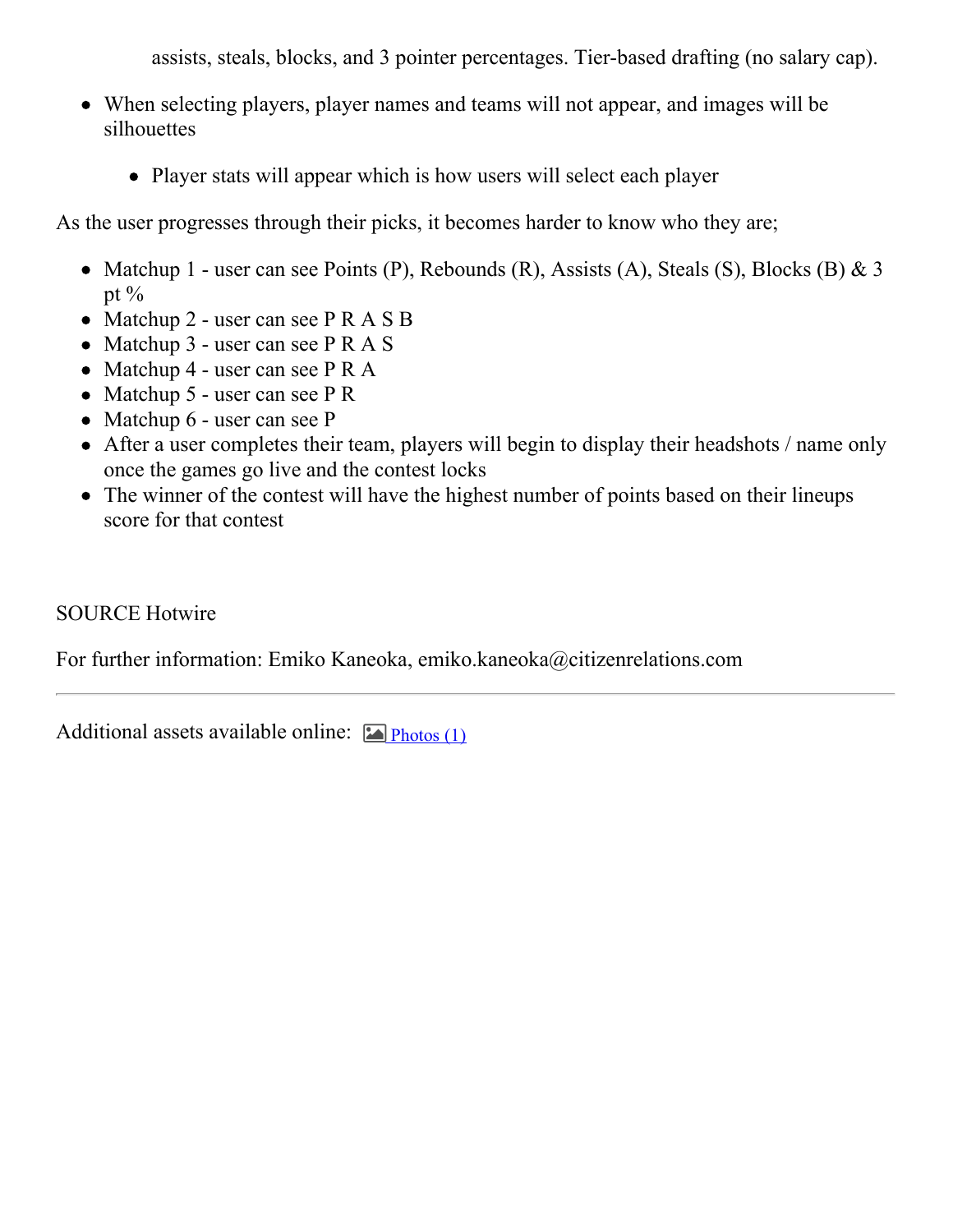assists, steals, blocks, and 3 pointer percentages. Tier-based drafting (no salary cap).

- When selecting players, player names and teams will not appear, and images will be silhouettes
    - Player stats will appear which is how users will select each player

As the user progresses through their picks, it becomes harder to know who they are;

- Matchup 1 - user can see Points (P), Rebounds (R), Assists (A), Steals (S), Blocks (B) & 3 pt %
- Matchup 2 - user can see P R A S B
- Matchup 3 - user can see P R A S
- Matchup 4 - user can see P R A
- Matchup 5 - user can see P R
- Matchup 6 - user can see P
- After a user completes their team, players will begin to display their headshots / name only once the games go live and the contest locks
- The winner of the contest will have the highest number of points based on their lineups score for that contest

SOURCE Hotwire

For further information: Emiko Kaneoka, emiko.kaneoka@citizenrelations.com

---

Additional assets available online: Photos (1)